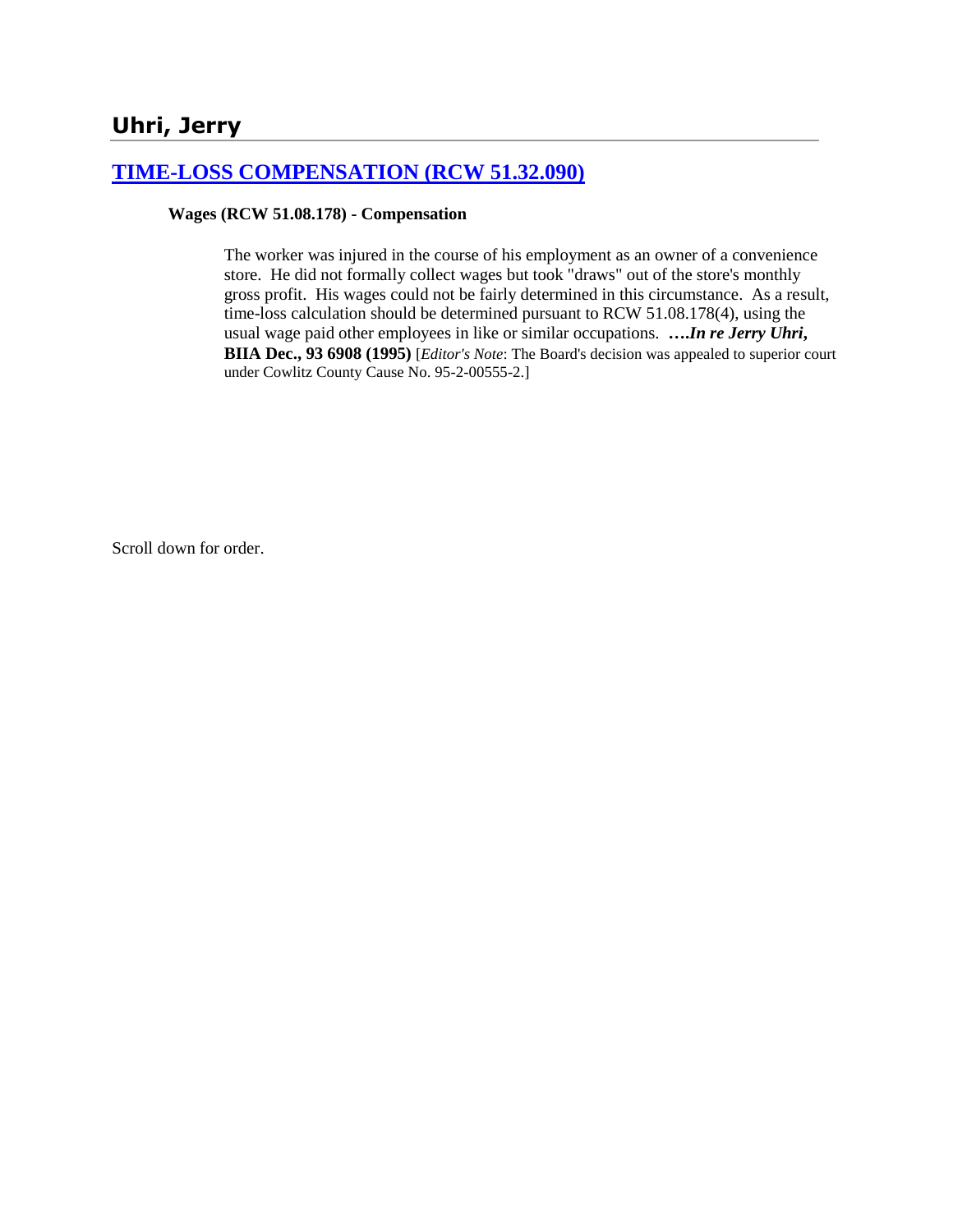# Uhri, Jerry

## [TIME-LOSS COMPENSATION (RCW 51.32.090)]

**Wages (RCW 51.08.178) - Compensation**

> The worker was injured in the course of his employment as an owner of a convenience store. He did not formally collect wages but took "draws" out of the store's monthly gross profit. His wages could not be fairly determined in this circumstance. As a result, time-loss calculation should be determined pursuant to RCW 51.08.178(4), using the usual wage paid other employees in like or similar occupations. ***….In re Jerry Uhri,* BIIA Dec., 93 6908 (1995)** [*Editor's Note*: The Board's decision was appealed to superior court under Cowlitz County Cause No. 95-2-00555-2.]

Scroll down for order.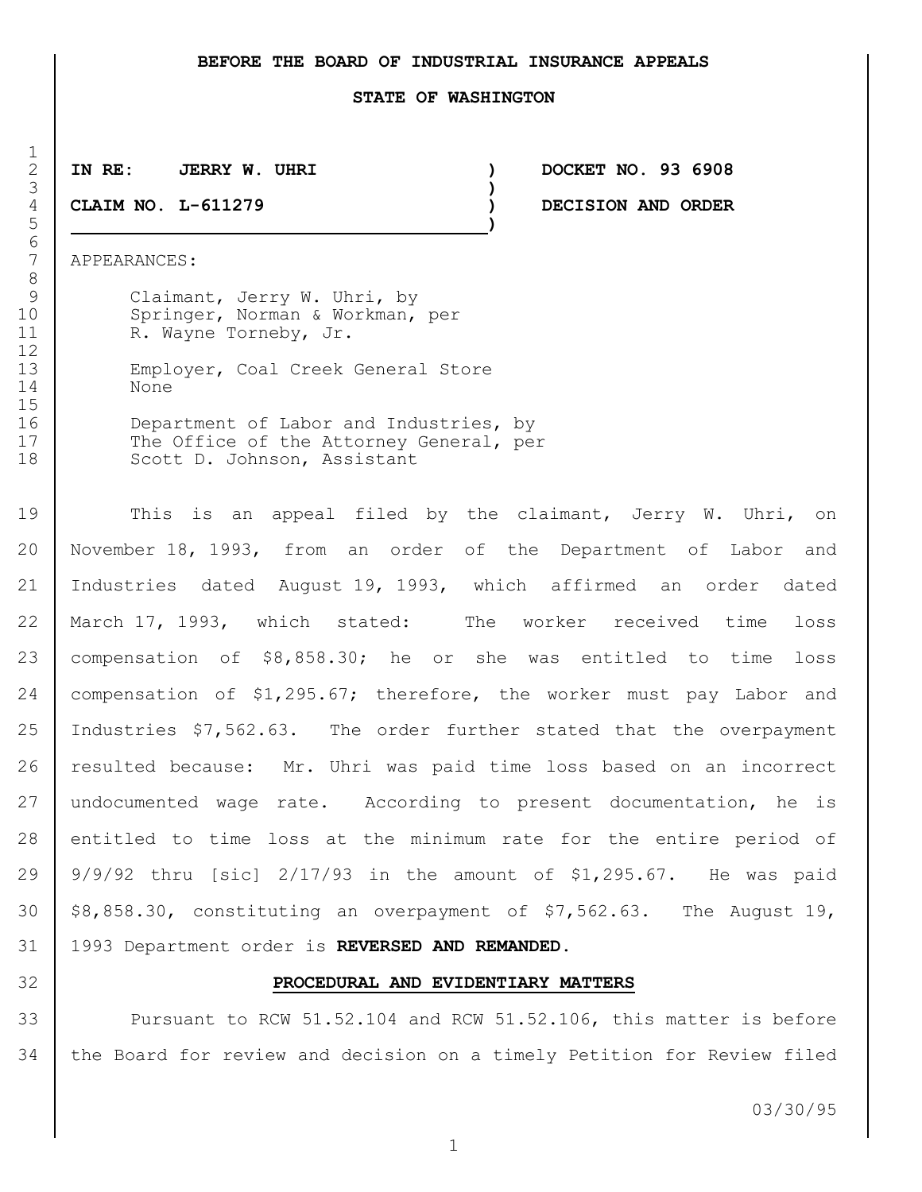**BEFORE THE BOARD OF INDUSTRIAL INSURANCE APPEALS**

**STATE OF WASHINGTON**

| | | |
|---|---|---|
| **IN RE: JERRY W. UHRI** | ) | **DOCKET NO. 93 6908** |
| | ) | |
| **CLAIM NO. L-611279** | ) | **DECISION AND ORDER** |

APPEARANCES:

Claimant, Jerry W. Uhri, by
Springer, Norman & Workman, per
R. Wayne Torneby, Jr.

Employer, Coal Creek General Store
None

Department of Labor and Industries, by
The Office of the Attorney General, per
Scott D. Johnson, Assistant

This is an appeal filed by the claimant, Jerry W. Uhri, on November 18, 1993, from an order of the Department of Labor and Industries dated August 19, 1993, which affirmed an order dated March 17, 1993, which stated: The worker received time loss compensation of $8,858.30; he or she was entitled to time loss compensation of $1,295.67; therefore, the worker must pay Labor and Industries $7,562.63. The order further stated that the overpayment resulted because: Mr. Uhri was paid time loss based on an incorrect undocumented wage rate. According to present documentation, he is entitled to time loss at the minimum rate for the entire period of 9/9/92 thru [sic] 2/17/93 in the amount of $1,295.67. He was paid $8,858.30, constituting an overpayment of $7,562.63. The August 19, 1993 Department order is **REVERSED AND REMANDED.**

## PROCEDURAL AND EVIDENTIARY MATTERS

Pursuant to RCW 51.52.104 and RCW 51.52.106, this matter is before the Board for review and decision on a timely Petition for Review filed

03/30/95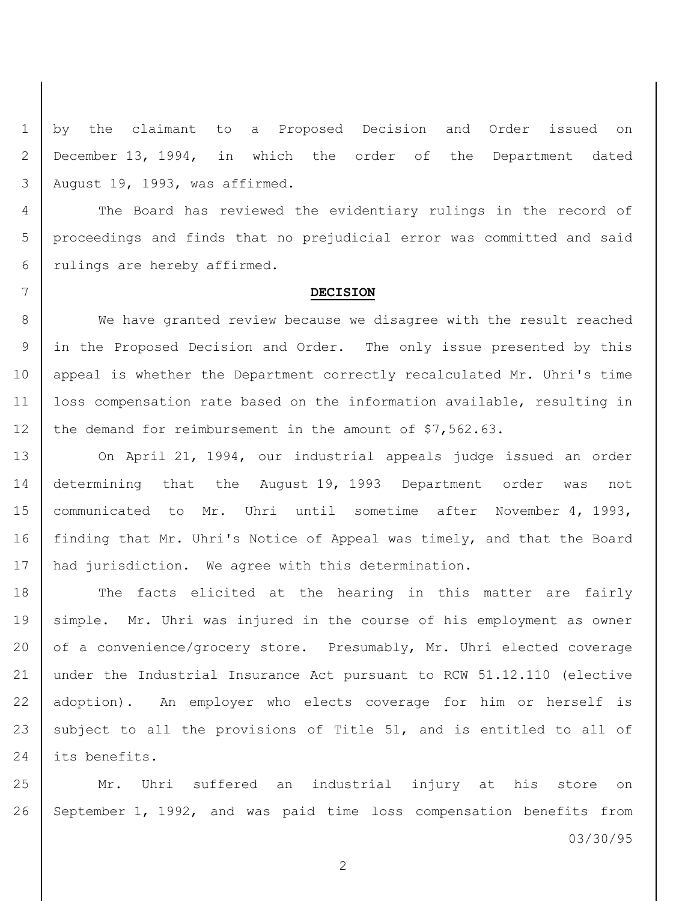by the claimant to a Proposed Decision and Order issued on December 13, 1994, in which the order of the Department dated August 19, 1993, was affirmed.

The Board has reviewed the evidentiary rulings in the record of proceedings and finds that no prejudicial error was committed and said rulings are hereby affirmed.

## DECISION

We have granted review because we disagree with the result reached in the Proposed Decision and Order. The only issue presented by this appeal is whether the Department correctly recalculated Mr. Uhri's time loss compensation rate based on the information available, resulting in the demand for reimbursement in the amount of $7,562.63.

On April 21, 1994, our industrial appeals judge issued an order determining that the August 19, 1993 Department order was not communicated to Mr. Uhri until sometime after November 4, 1993, finding that Mr. Uhri's Notice of Appeal was timely, and that the Board had jurisdiction. We agree with this determination.

The facts elicited at the hearing in this matter are fairly simple. Mr. Uhri was injured in the course of his employment as owner of a convenience/grocery store. Presumably, Mr. Uhri elected coverage under the Industrial Insurance Act pursuant to RCW 51.12.110 (elective adoption). An employer who elects coverage for him or herself is subject to all the provisions of Title 51, and is entitled to all of its benefits.

Mr. Uhri suffered an industrial injury at his store on September 1, 1992, and was paid time loss compensation benefits from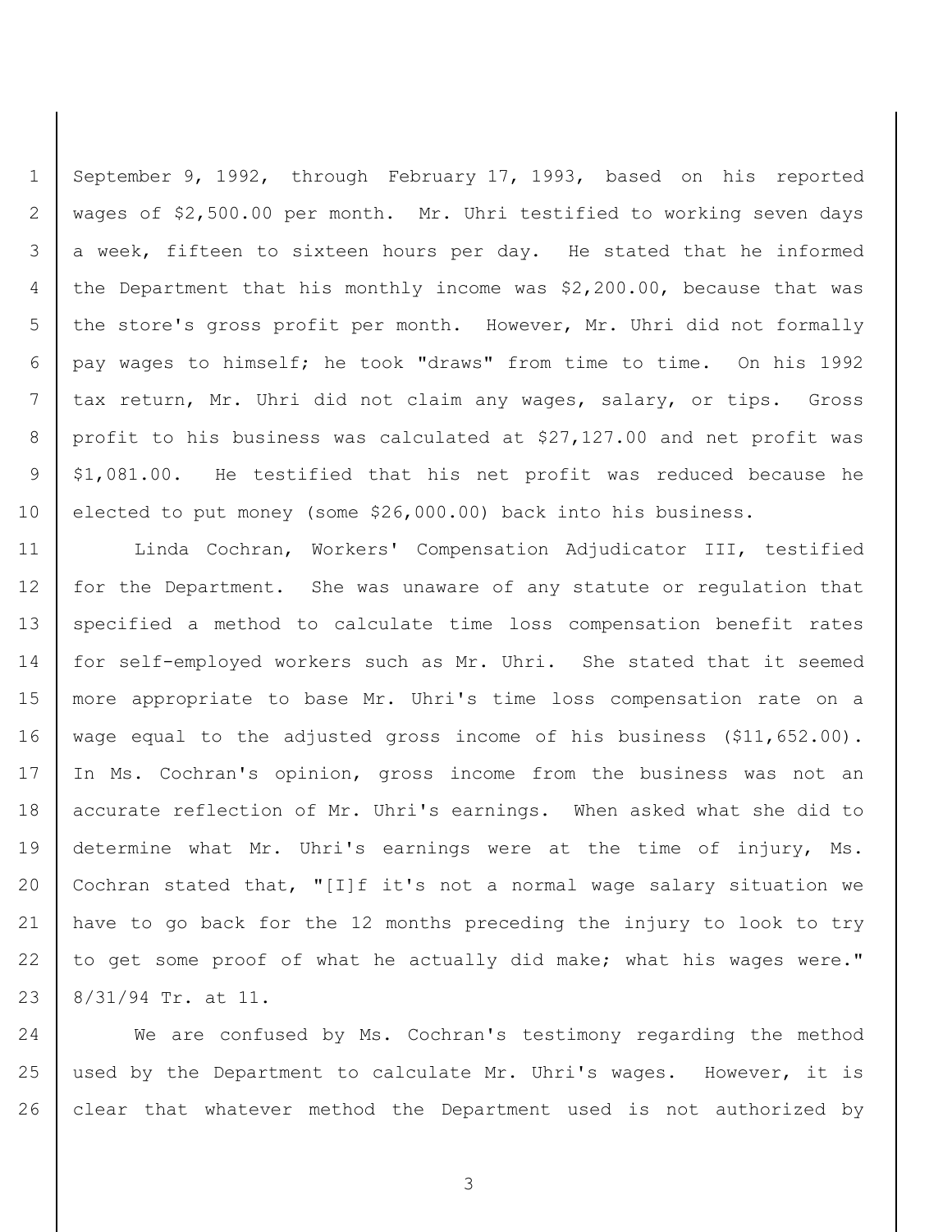September 9, 1992, through February 17, 1993, based on his reported wages of $2,500.00 per month. Mr. Uhri testified to working seven days a week, fifteen to sixteen hours per day. He stated that he informed the Department that his monthly income was $2,200.00, because that was the store's gross profit per month. However, Mr. Uhri did not formally pay wages to himself; he took "draws" from time to time. On his 1992 tax return, Mr. Uhri did not claim any wages, salary, or tips. Gross profit to his business was calculated at $27,127.00 and net profit was $1,081.00. He testified that his net profit was reduced because he elected to put money (some $26,000.00) back into his business.

Linda Cochran, Workers' Compensation Adjudicator III, testified for the Department. She was unaware of any statute or regulation that specified a method to calculate time loss compensation benefit rates for self-employed workers such as Mr. Uhri. She stated that it seemed more appropriate to base Mr. Uhri's time loss compensation rate on a wage equal to the adjusted gross income of his business ($11,652.00). In Ms. Cochran's opinion, gross income from the business was not an accurate reflection of Mr. Uhri's earnings. When asked what she did to determine what Mr. Uhri's earnings were at the time of injury, Ms. Cochran stated that, "[I]f it's not a normal wage salary situation we have to go back for the 12 months preceding the injury to look to try to get some proof of what he actually did make; what his wages were." 8/31/94 Tr. at 11.

We are confused by Ms. Cochran's testimony regarding the method used by the Department to calculate Mr. Uhri's wages. However, it is clear that whatever method the Department used is not authorized by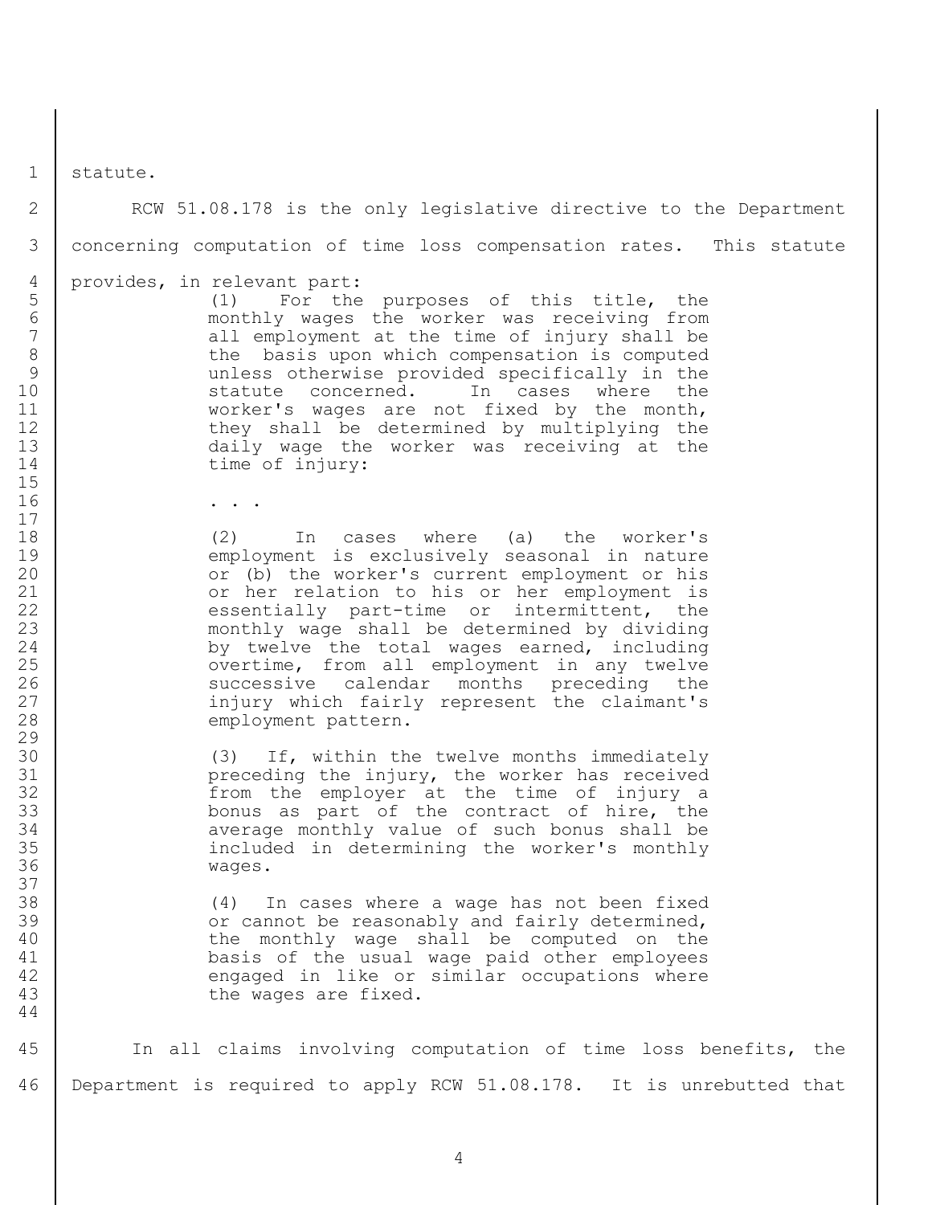statute.

RCW 51.08.178 is the only legislative directive to the Department concerning computation of time loss compensation rates. This statute provides, in relevant part:

> (1) For the purposes of this title, the monthly wages the worker was receiving from all employment at the time of injury shall be the basis upon which compensation is computed unless otherwise provided specifically in the statute concerned. In cases where the worker's wages are not fixed by the month, they shall be determined by multiplying the daily wage the worker was receiving at the time of injury:
>
> . . .
>
> (2) In cases where (a) the worker's employment is exclusively seasonal in nature or (b) the worker's current employment or his or her relation to his or her employment is essentially part-time or intermittent, the monthly wage shall be determined by dividing by twelve the total wages earned, including overtime, from all employment in any twelve successive calendar months preceding the injury which fairly represent the claimant's employment pattern.
>
> (3) If, within the twelve months immediately preceding the injury, the worker has received from the employer at the time of injury a bonus as part of the contract of hire, the average monthly value of such bonus shall be included in determining the worker's monthly wages.
>
> (4) In cases where a wage has not been fixed or cannot be reasonably and fairly determined, the monthly wage shall be computed on the basis of the usual wage paid other employees engaged in like or similar occupations where the wages are fixed.

In all claims involving computation of time loss benefits, the Department is required to apply RCW 51.08.178. It is unrebutted that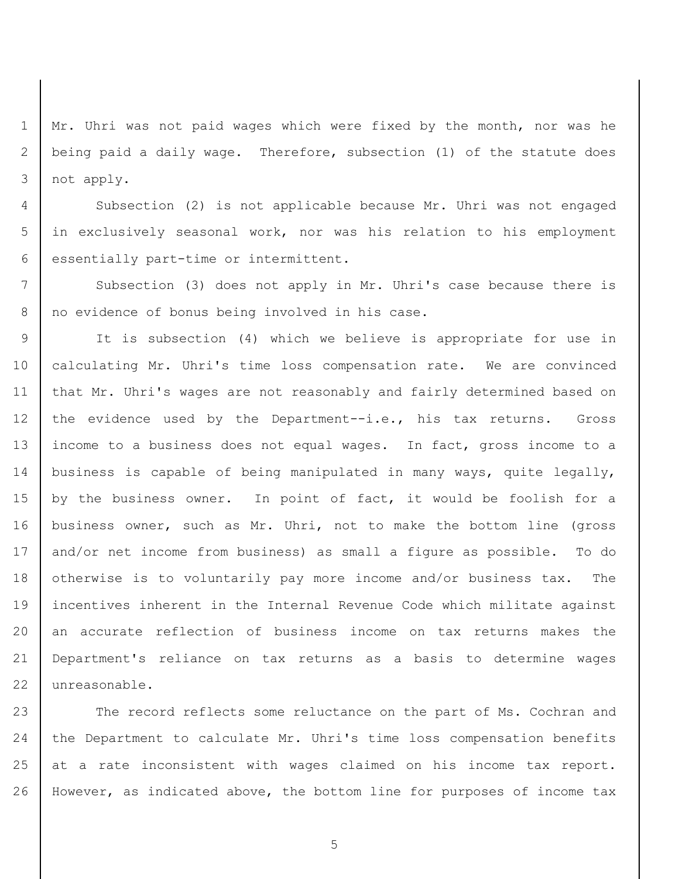Mr. Uhri was not paid wages which were fixed by the month, nor was he being paid a daily wage. Therefore, subsection (1) of the statute does not apply.

Subsection (2) is not applicable because Mr. Uhri was not engaged in exclusively seasonal work, nor was his relation to his employment essentially part-time or intermittent.

Subsection (3) does not apply in Mr. Uhri's case because there is no evidence of bonus being involved in his case.

It is subsection (4) which we believe is appropriate for use in calculating Mr. Uhri's time loss compensation rate. We are convinced that Mr. Uhri's wages are not reasonably and fairly determined based on the evidence used by the Department--i.e., his tax returns. Gross income to a business does not equal wages. In fact, gross income to a business is capable of being manipulated in many ways, quite legally, by the business owner. In point of fact, it would be foolish for a business owner, such as Mr. Uhri, not to make the bottom line (gross and/or net income from business) as small a figure as possible. To do otherwise is to voluntarily pay more income and/or business tax. The incentives inherent in the Internal Revenue Code which militate against an accurate reflection of business income on tax returns makes the Department's reliance on tax returns as a basis to determine wages unreasonable.

The record reflects some reluctance on the part of Ms. Cochran and the Department to calculate Mr. Uhri's time loss compensation benefits at a rate inconsistent with wages claimed on his income tax report. However, as indicated above, the bottom line for purposes of income tax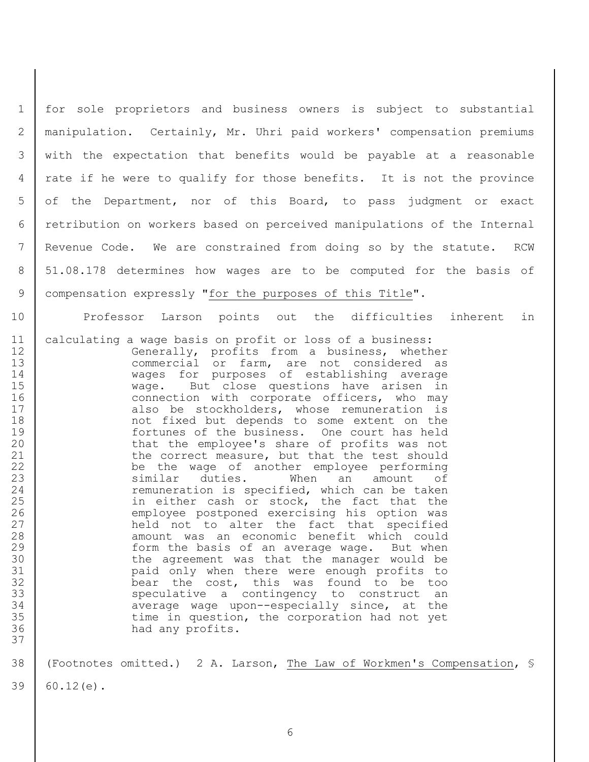for sole proprietors and business owners is subject to substantial manipulation. Certainly, Mr. Uhri paid workers' compensation premiums with the expectation that benefits would be payable at a reasonable rate if he were to qualify for those benefits. It is not the province of the Department, nor of this Board, to pass judgment or exact retribution on workers based on perceived manipulations of the Internal Revenue Code. We are constrained from doing so by the statute. RCW 51.08.178 determines how wages are to be computed for the basis of compensation expressly "for the purposes of this Title".

Professor Larson points out the difficulties inherent in calculating a wage basis on profit or loss of a business:

> Generally, profits from a business, whether commercial or farm, are not considered as wages for purposes of establishing average wage. But close questions have arisen in connection with corporate officers, who may also be stockholders, whose remuneration is not fixed but depends to some extent on the fortunes of the business. One court has held that the employee's share of profits was not the correct measure, but that the test should be the wage of another employee performing similar duties. When an amount of remuneration is specified, which can be taken in either cash or stock, the fact that the employee postponed exercising his option was held not to alter the fact that specified amount was an economic benefit which could form the basis of an average wage. But when the agreement was that the manager would be paid only when there were enough profits to bear the cost, this was found to be too speculative a contingency to construct an average wage upon--especially since, at the time in question, the corporation had not yet had any profits.

(Footnotes omitted.) 2 A. Larson, The Law of Workmen's Compensation, § 60.12(e).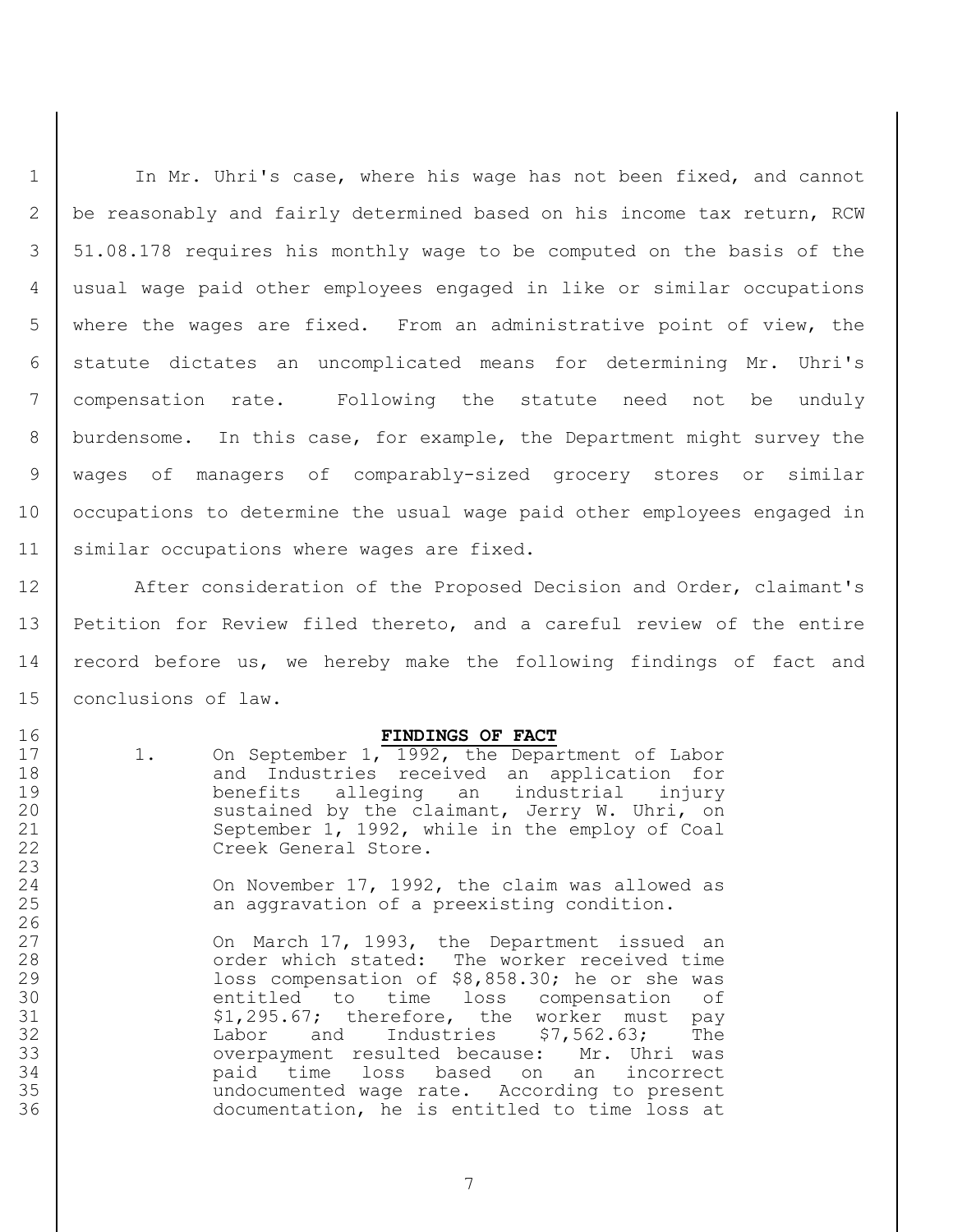In Mr. Uhri's case, where his wage has not been fixed, and cannot be reasonably and fairly determined based on his income tax return, RCW 51.08.178 requires his monthly wage to be computed on the basis of the usual wage paid other employees engaged in like or similar occupations where the wages are fixed. From an administrative point of view, the statute dictates an uncomplicated means for determining Mr. Uhri's compensation rate. Following the statute need not be unduly burdensome. In this case, for example, the Department might survey the wages of managers of comparably-sized grocery stores or similar occupations to determine the usual wage paid other employees engaged in similar occupations where wages are fixed.

After consideration of the Proposed Decision and Order, claimant's Petition for Review filed thereto, and a careful review of the entire record before us, we hereby make the following findings of fact and conclusions of law.

## FINDINGS OF FACT

1. On September 1, 1992, the Department of Labor and Industries received an application for benefits alleging an industrial injury sustained by the claimant, Jerry W. Uhri, on September 1, 1992, while in the employ of Coal Creek General Store.

   On November 17, 1992, the claim was allowed as an aggravation of a preexisting condition.

   On March 17, 1993, the Department issued an order which stated: The worker received time loss compensation of $8,858.30; he or she was entitled to time loss compensation of $1,295.67; therefore, the worker must pay Labor and Industries $7,562.63; The overpayment resulted because: Mr. Uhri was paid time loss based on an incorrect undocumented wage rate. According to present documentation, he is entitled to time loss at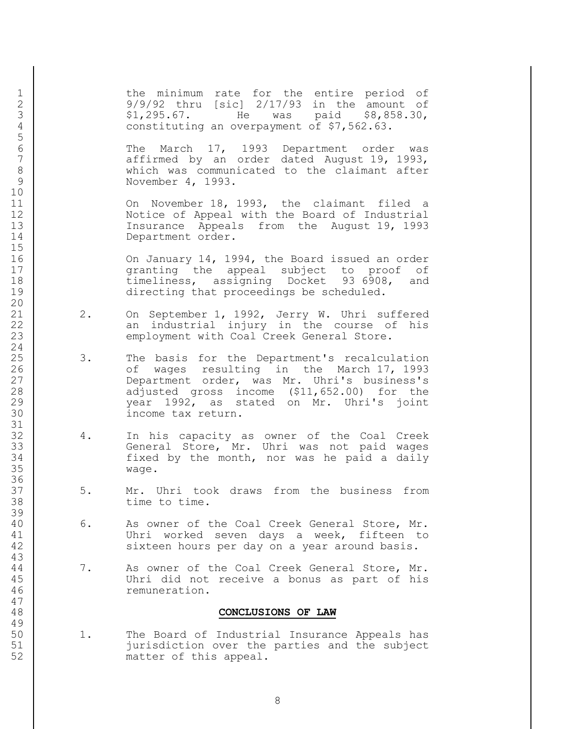the minimum rate for the entire period of 9/9/92 thru [sic] 2/17/93 in the amount of $1,295.67. He was paid $8,858.30, constituting an overpayment of $7,562.63.

The March 17, 1993 Department order was affirmed by an order dated August 19, 1993, which was communicated to the claimant after November 4, 1993.

On November 18, 1993, the claimant filed a Notice of Appeal with the Board of Industrial Insurance Appeals from the August 19, 1993 Department order.

On January 14, 1994, the Board issued an order granting the appeal subject to proof of timeliness, assigning Docket 93 6908, and directing that proceedings be scheduled.

2. On September 1, 1992, Jerry W. Uhri suffered an industrial injury in the course of his employment with Coal Creek General Store.

3. The basis for the Department's recalculation of wages resulting in the March 17, 1993 Department order, was Mr. Uhri's business's adjusted gross income ($11,652.00) for the year 1992, as stated on Mr. Uhri's joint income tax return.

4. In his capacity as owner of the Coal Creek General Store, Mr. Uhri was not paid wages fixed by the month, nor was he paid a daily wage.

5. Mr. Uhri took draws from the business from time to time.

6. As owner of the Coal Creek General Store, Mr. Uhri worked seven days a week, fifteen to sixteen hours per day on a year around basis.

7. As owner of the Coal Creek General Store, Mr. Uhri did not receive a bonus as part of his remuneration.

## CONCLUSIONS OF LAW

1. The Board of Industrial Insurance Appeals has jurisdiction over the parties and the subject matter of this appeal.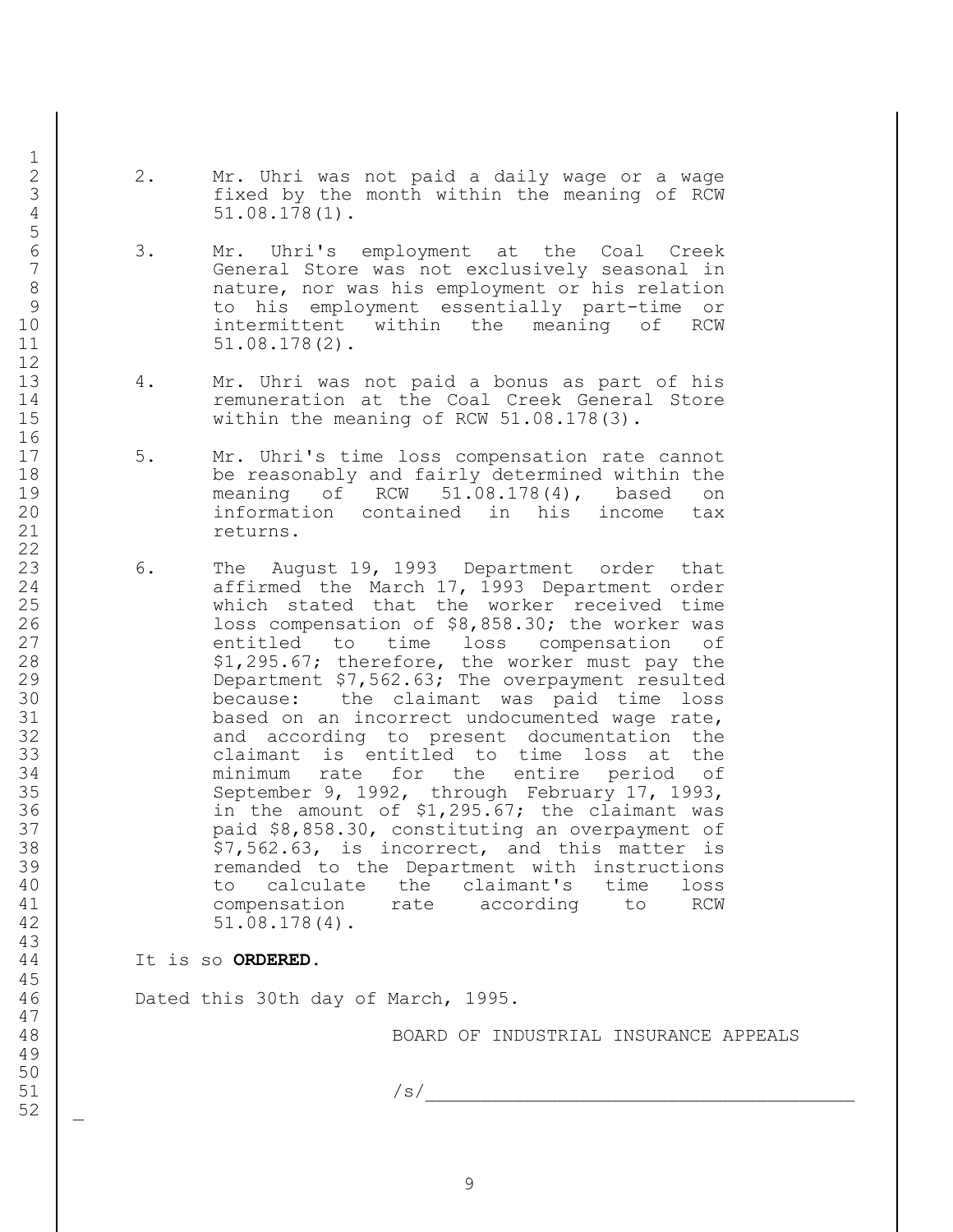2. Mr. Uhri was not paid a daily wage or a wage fixed by the month within the meaning of RCW 51.08.178(1).

3. Mr. Uhri's employment at the Coal Creek General Store was not exclusively seasonal in nature, nor was his employment or his relation to his employment essentially part-time or intermittent within the meaning of RCW 51.08.178(2).

4. Mr. Uhri was not paid a bonus as part of his remuneration at the Coal Creek General Store within the meaning of RCW 51.08.178(3).

5. Mr. Uhri's time loss compensation rate cannot be reasonably and fairly determined within the meaning of RCW 51.08.178(4), based on information contained in his income tax returns.

6. The August 19, 1993 Department order that affirmed the March 17, 1993 Department order which stated that the worker received time loss compensation of $8,858.30; the worker was entitled to time loss compensation of $1,295.67; therefore, the worker must pay the Department $7,562.63; The overpayment resulted because: the claimant was paid time loss based on an incorrect undocumented wage rate, and according to present documentation the claimant is entitled to time loss at the minimum rate for the entire period of September 9, 1992, through February 17, 1993, in the amount of $1,295.67; the claimant was paid $8,858.30, constituting an overpayment of $7,562.63, is incorrect, and this matter is remanded to the Department with instructions to calculate the claimant's time loss compensation rate according to RCW 51.08.178(4).

It is so **ORDERED.**

Dated this 30th day of March, 1995.

BOARD OF INDUSTRIAL INSURANCE APPEALS

/s/_______________________________________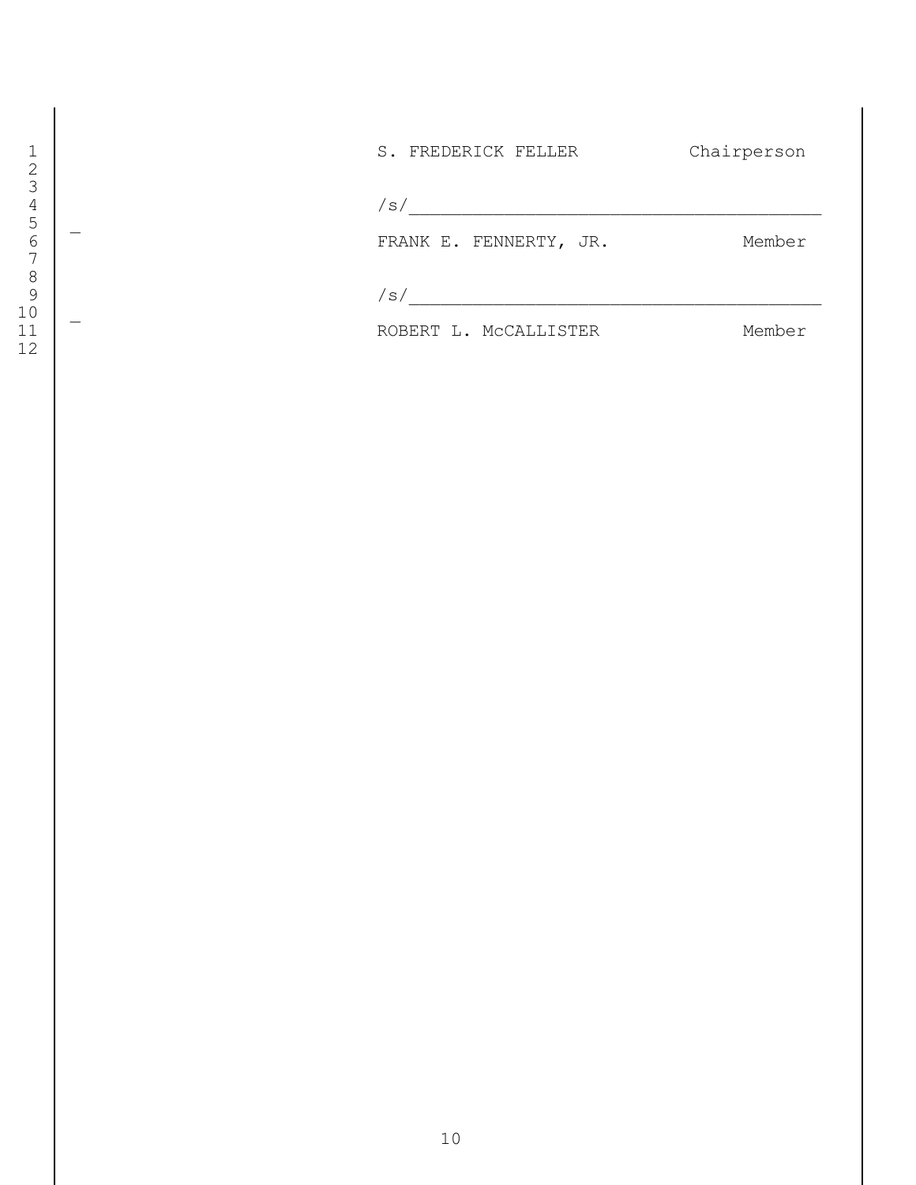S. FREDERICK FELLER Chairperson

/s/_______________________________________

FRANK E. FENNERTY, JR. Member

/s/_______________________________________

ROBERT L. McCALLISTER Member